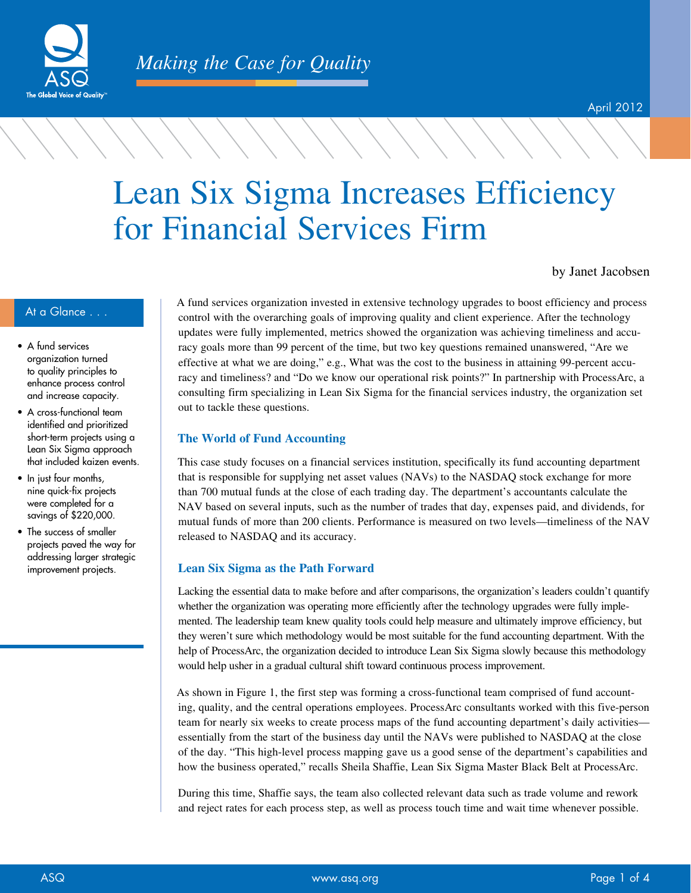*Making the Case for Quality*

April 2012

# Lean Six Sigma Increases Efficiency for Financial Services Firm

by Janet Jacobsen

**At a Glance . . .**

- A fund services organization turned to quality principles to enhance process control and increase capacity.
- A cross-functional team identified and prioritized short-term projects using a Lean Six Sigma approach that included kaizen events.
- In just four months, nine quick-fix projects were completed for a savings of $220,000.
- The success of smaller projects paved the way for addressing larger strategic improvement projects.

A fund services organization invested in extensive technology upgrades to boost efficiency and process control with the overarching goals of improving quality and client experience. After the technology updates were fully implemented, metrics showed the organization was achieving timeliness and accuracy goals more than 99 percent of the time, but two key questions remained unanswered, "Are we effective at what we are doing," e.g., What was the cost to the business in attaining 99-percent accuracy and timeliness? and "Do we know our operational risk points?" In partnership with ProcessArc, a consulting firm specializing in Lean Six Sigma for the financial services industry, the organization set out to tackle these questions.

## The World of Fund Accounting

This case study focuses on a financial services institution, specifically its fund accounting department that is responsible for supplying net asset values (NAVs) to the NASDAQ stock exchange for more than 700 mutual funds at the close of each trading day. The department's accountants calculate the NAV based on several inputs, such as the number of trades that day, expenses paid, and dividends, for mutual funds of more than 200 clients. Performance is measured on two levels—timeliness of the NAV released to NASDAQ and its accuracy.

## Lean Six Sigma as the Path Forward

Lacking the essential data to make before and after comparisons, the organization's leaders couldn't quantify whether the organization was operating more efficiently after the technology upgrades were fully implemented. The leadership team knew quality tools could help measure and ultimately improve efficiency, but they weren't sure which methodology would be most suitable for the fund accounting department. With the help of ProcessArc, the organization decided to introduce Lean Six Sigma slowly because this methodology would help usher in a gradual cultural shift toward continuous process improvement.

As shown in Figure 1, the first step was forming a cross-functional team comprised of fund accounting, quality, and the central operations employees. ProcessArc consultants worked with this five-person team for nearly six weeks to create process maps of the fund accounting department's daily activities—essentially from the start of the business day until the NAVs were published to NASDAQ at the close of the day. "This high-level process mapping gave us a good sense of the department's capabilities and how the business operated," recalls Sheila Shaffie, Lean Six Sigma Master Black Belt at ProcessArc.

During this time, Shaffie says, the team also collected relevant data such as trade volume and rework and reject rates for each process step, as well as process touch time and wait time whenever possible.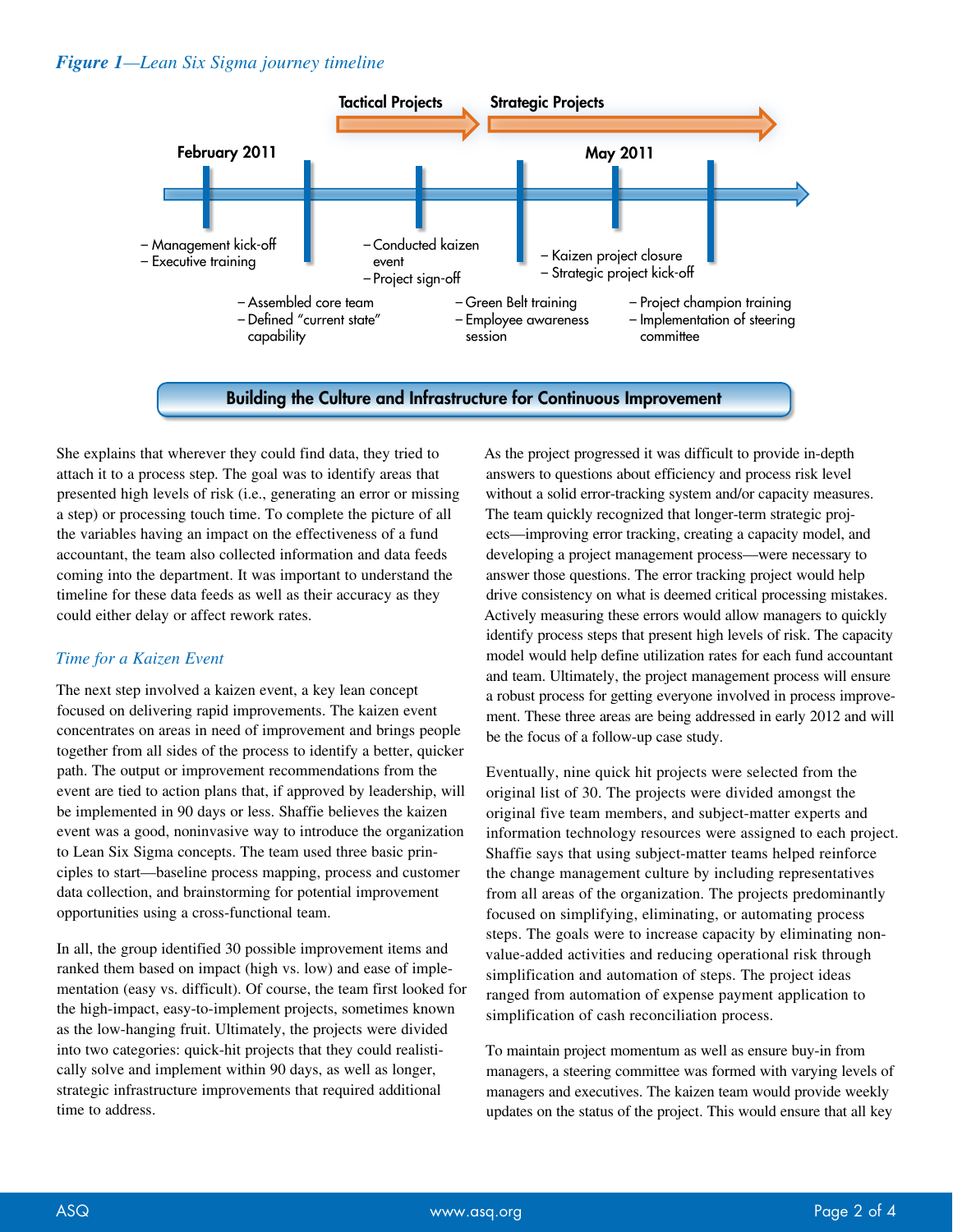*Figure 1—Lean Six Sigma journey timeline*

**Tactical Projects** → **Strategic Projects**

**February 2011** — **May 2011**

- Management kick-off
- Executive training

- Assembled core team
- Defined "current state" capability

- Conducted kaizen event
- Project sign-off

- Green Belt training
- Employee awareness session

- Kaizen project closure
- Strategic project kick-off

- Project champion training
- Implementation of steering committee

**Building the Culture and Infrastructure for Continuous Improvement**

She explains that wherever they could find data, they tried to attach it to a process step. The goal was to identify areas that presented high levels of risk (i.e., generating an error or missing a step) or processing touch time. To complete the picture of all the variables having an impact on the effectiveness of a fund accountant, the team also collected information and data feeds coming into the department. It was important to understand the timeline for these data feeds as well as their accuracy as they could either delay or affect rework rates.

### *Time for a Kaizen Event*

The next step involved a kaizen event, a key lean concept focused on delivering rapid improvements. The kaizen event concentrates on areas in need of improvement and brings people together from all sides of the process to identify a better, quicker path. The output or improvement recommendations from the event are tied to action plans that, if approved by leadership, will be implemented in 90 days or less. Shaffie believes the kaizen event was a good, noninvasive way to introduce the organization to Lean Six Sigma concepts. The team used three basic principles to start—baseline process mapping, process and customer data collection, and brainstorming for potential improvement opportunities using a cross-functional team.

In all, the group identified 30 possible improvement items and ranked them based on impact (high vs. low) and ease of implementation (easy vs. difficult). Of course, the team first looked for the high-impact, easy-to-implement projects, sometimes known as the low-hanging fruit. Ultimately, the projects were divided into two categories: quick-hit projects that they could realistically solve and implement within 90 days, as well as longer, strategic infrastructure improvements that required additional time to address.

As the project progressed it was difficult to provide in-depth answers to questions about efficiency and process risk level without a solid error-tracking system and/or capacity measures. The team quickly recognized that longer-term strategic projects—improving error tracking, creating a capacity model, and developing a project management process—were necessary to answer those questions. The error tracking project would help drive consistency on what is deemed critical processing mistakes. Actively measuring these errors would allow managers to quickly identify process steps that present high levels of risk. The capacity model would help define utilization rates for each fund accountant and team. Ultimately, the project management process will ensure a robust process for getting everyone involved in process improvement. These three areas are being addressed in early 2012 and will be the focus of a follow-up case study.

Eventually, nine quick hit projects were selected from the original list of 30. The projects were divided amongst the original five team members, and subject-matter experts and information technology resources were assigned to each project. Shaffie says that using subject-matter teams helped reinforce the change management culture by including representatives from all areas of the organization. The projects predominantly focused on simplifying, eliminating, or automating process steps. The goals were to increase capacity by eliminating non-value-added activities and reducing operational risk through simplification and automation of steps. The project ideas ranged from automation of expense payment application to simplification of cash reconciliation process.

To maintain project momentum as well as ensure buy-in from managers, a steering committee was formed with varying levels of managers and executives. The kaizen team would provide weekly updates on the status of the project. This would ensure that all key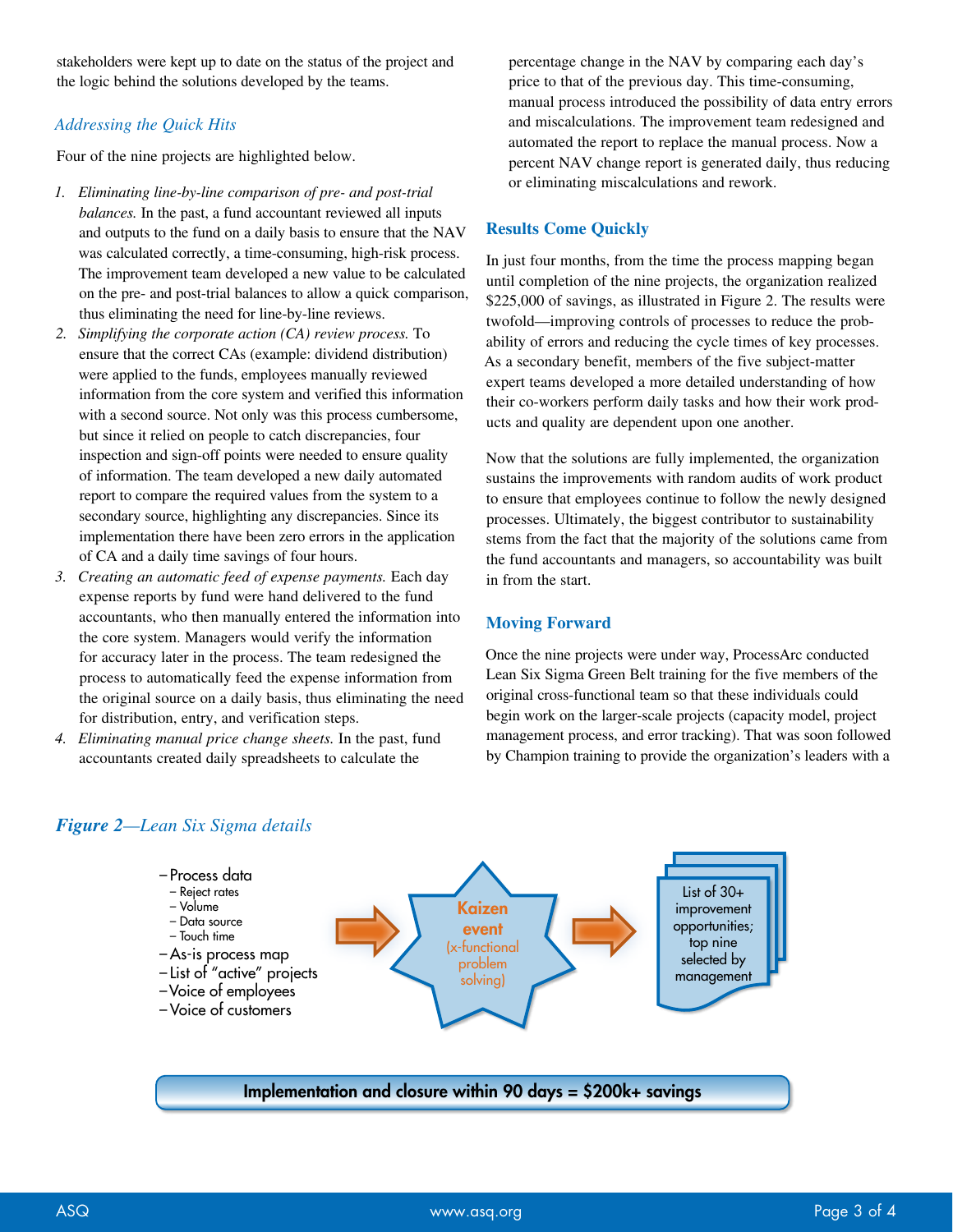stakeholders were kept up to date on the status of the project and the logic behind the solutions developed by the teams.

### *Addressing the Quick Hits*

Four of the nine projects are highlighted below.

1. *Eliminating line-by-line comparison of pre- and post-trial balances.* In the past, a fund accountant reviewed all inputs and outputs to the fund on a daily basis to ensure that the NAV was calculated correctly, a time-consuming, high-risk process. The improvement team developed a new value to be calculated on the pre- and post-trial balances to allow a quick comparison, thus eliminating the need for line-by-line reviews.
2. *Simplifying the corporate action (CA) review process.* To ensure that the correct CAs (example: dividend distribution) were applied to the funds, employees manually reviewed information from the core system and verified this information with a second source. Not only was this process cumbersome, but since it relied on people to catch discrepancies, four inspection and sign-off points were needed to ensure quality of information. The team developed a new daily automated report to compare the required values from the system to a secondary source, highlighting any discrepancies. Since its implementation there have been zero errors in the application of CA and a daily time savings of four hours.
3. *Creating an automatic feed of expense payments.* Each day expense reports by fund were hand delivered to the fund accountants, who then manually entered the information into the core system. Managers would verify the information for accuracy later in the process. The team redesigned the process to automatically feed the expense information from the original source on a daily basis, thus eliminating the need for distribution, entry, and verification steps.
4. *Eliminating manual price change sheets.* In the past, fund accountants created daily spreadsheets to calculate the percentage change in the NAV by comparing each day's price to that of the previous day. This time-consuming, manual process introduced the possibility of data entry errors and miscalculations. The improvement team redesigned and automated the report to replace the manual process. Now a percent NAV change report is generated daily, thus reducing or eliminating miscalculations and rework.

## Results Come Quickly

In just four months, from the time the process mapping began until completion of the nine projects, the organization realized $225,000 of savings, as illustrated in Figure 2. The results were twofold—improving controls of processes to reduce the probability of errors and reducing the cycle times of key processes. As a secondary benefit, members of the five subject-matter expert teams developed a more detailed understanding of how their co-workers perform daily tasks and how their work products and quality are dependent upon one another.

Now that the solutions are fully implemented, the organization sustains the improvements with random audits of work product to ensure that employees continue to follow the newly designed processes. Ultimately, the biggest contributor to sustainability stems from the fact that the majority of the solutions came from the fund accountants and managers, so accountability was built in from the start.

## Moving Forward

Once the nine projects were under way, ProcessArc conducted Lean Six Sigma Green Belt training for the five members of the original cross-functional team so that these individuals could begin work on the larger-scale projects (capacity model, project management process, and error tracking). That was soon followed by Champion training to provide the organization's leaders with a

***Figure 2****—Lean Six Sigma details*

- Process data
  - Reject rates
  - Volume
  - Data source
  - Touch time
- As-is process map
- List of "active" projects
- Voice of employees
- Voice of customers

→ **Kaizen event** (x-functional problem solving) → List of 30+ improvement opportunities; top nine selected by management

**Implementation and closure within 90 days = $200k+ savings**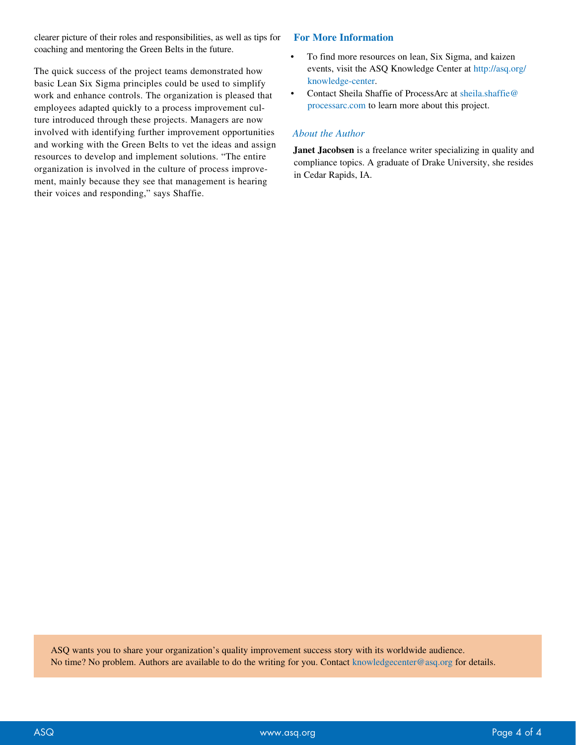clearer picture of their roles and responsibilities, as well as tips for coaching and mentoring the Green Belts in the future.

The quick success of the project teams demonstrated how basic Lean Six Sigma principles could be used to simplify work and enhance controls. The organization is pleased that employees adapted quickly to a process improvement culture introduced through these projects. Managers are now involved with identifying further improvement opportunities and working with the Green Belts to vet the ideas and assign resources to develop and implement solutions. "The entire organization is involved in the culture of process improvement, mainly because they see that management is hearing their voices and responding," says Shaffie.

## For More Information

- To find more resources on lean, Six Sigma, and kaizen events, visit the ASQ Knowledge Center at http://asq.org/knowledge-center.
- Contact Sheila Shaffie of ProcessArc at sheila.shaffie@processarc.com to learn more about this project.

### *About the Author*

**Janet Jacobsen** is a freelance writer specializing in quality and compliance topics. A graduate of Drake University, she resides in Cedar Rapids, IA.

ASQ wants you to share your organization's quality improvement success story with its worldwide audience. No time? No problem. Authors are available to do the writing for you. Contact knowledgecenter@asq.org for details.